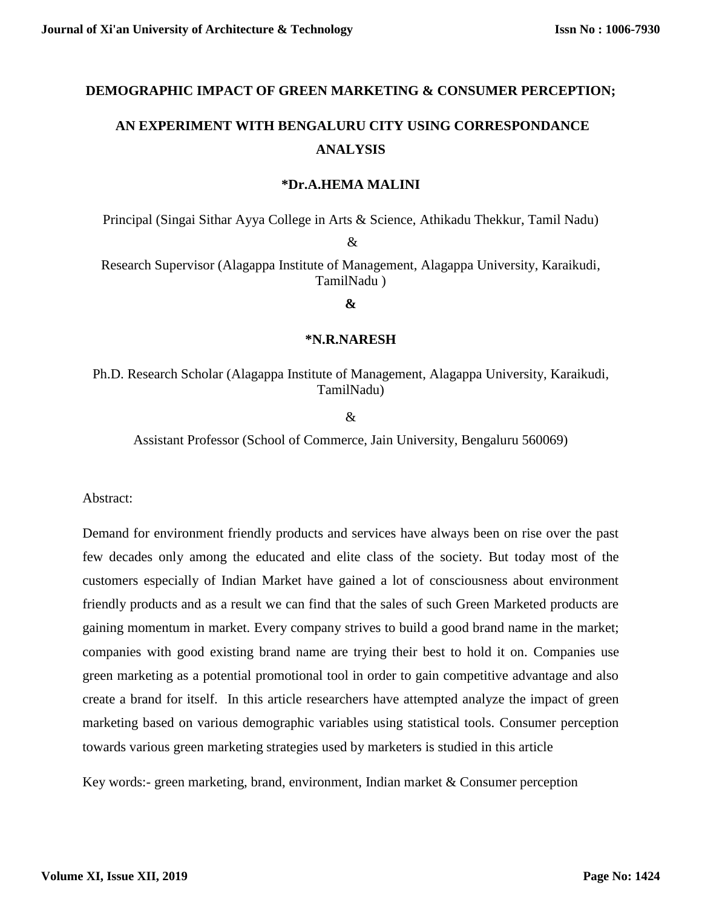# DEMOGRAPHIC IMPACT OF GREEN MARKETING & CONSUMER PERCEPTION; AN EXPERIMENT WITH BENGALURU CITY USING CORRESPONDANCE ANALYSIS

**\*Dr.A.HEMA MALINI**

Principal (Singai Sithar Ayya College in Arts & Science, Athikadu Thekkur, Tamil Nadu)

&

Research Supervisor (Alagappa Institute of Management, Alagappa University, Karaikudi, TamilNadu )

**&**

**\*N.R.NARESH**

Ph.D. Research Scholar (Alagappa Institute of Management, Alagappa University, Karaikudi, TamilNadu)

&

Assistant Professor (School of Commerce, Jain University, Bengaluru 560069)

Abstract:

Demand for environment friendly products and services have always been on rise over the past few decades only among the educated and elite class of the society. But today most of the customers especially of Indian Market have gained a lot of consciousness about environment friendly products and as a result we can find that the sales of such Green Marketed products are gaining momentum in market. Every company strives to build a good brand name in the market; companies with good existing brand name are trying their best to hold it on. Companies use green marketing as a potential promotional tool in order to gain competitive advantage and also create a brand for itself. In this article researchers have attempted analyze the impact of green marketing based on various demographic variables using statistical tools. Consumer perception towards various green marketing strategies used by marketers is studied in this article

Key words:- green marketing, brand, environment, Indian market & Consumer perception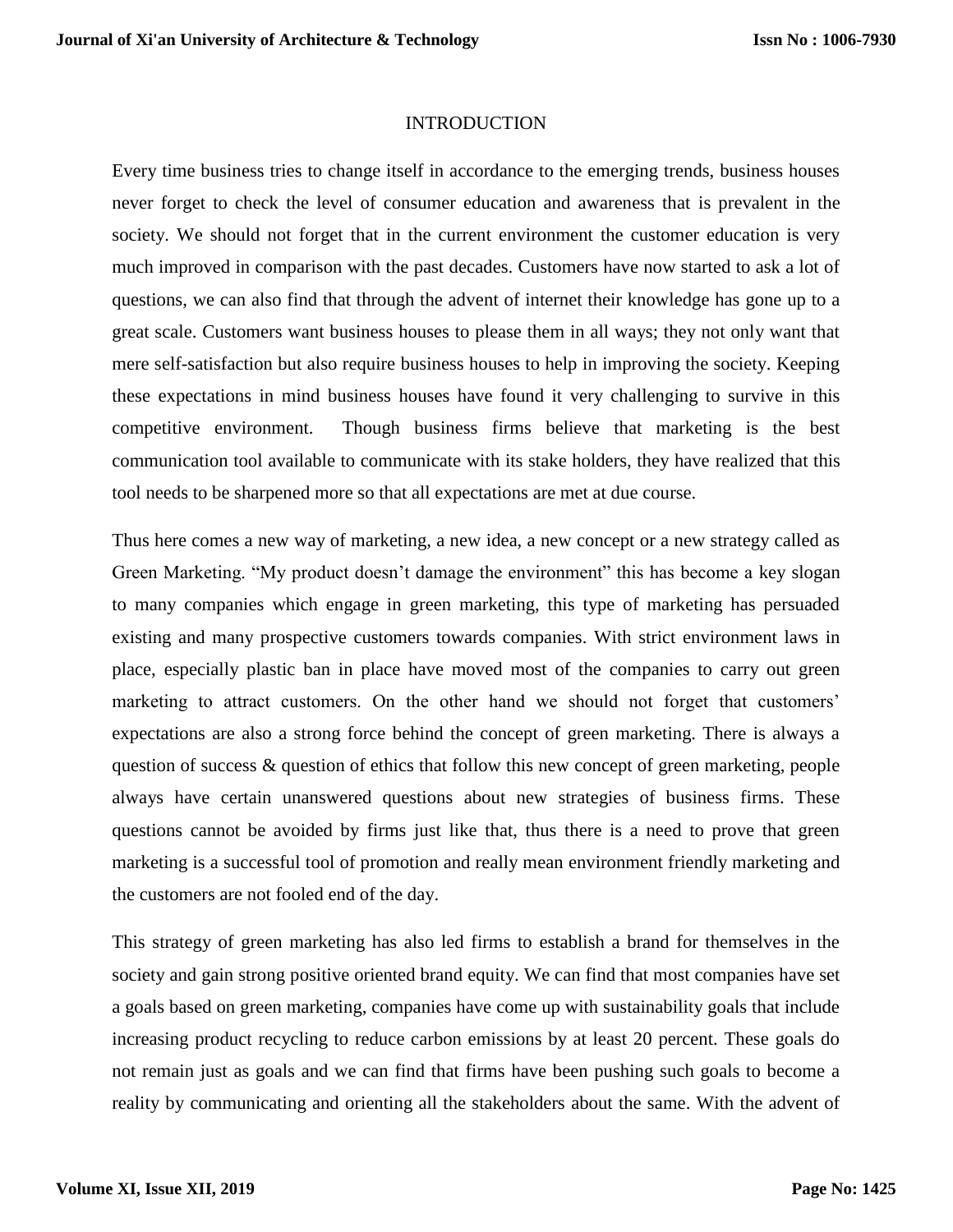## INTRODUCTION

Every time business tries to change itself in accordance to the emerging trends, business houses never forget to check the level of consumer education and awareness that is prevalent in the society. We should not forget that in the current environment the customer education is very much improved in comparison with the past decades. Customers have now started to ask a lot of questions, we can also find that through the advent of internet their knowledge has gone up to a great scale. Customers want business houses to please them in all ways; they not only want that mere self-satisfaction but also require business houses to help in improving the society. Keeping these expectations in mind business houses have found it very challenging to survive in this competitive environment. Though business firms believe that marketing is the best communication tool available to communicate with its stake holders, they have realized that this tool needs to be sharpened more so that all expectations are met at due course.

Thus here comes a new way of marketing, a new idea, a new concept or a new strategy called as Green Marketing. "My product doesn't damage the environment" this has become a key slogan to many companies which engage in green marketing, this type of marketing has persuaded existing and many prospective customers towards companies. With strict environment laws in place, especially plastic ban in place have moved most of the companies to carry out green marketing to attract customers. On the other hand we should not forget that customers' expectations are also a strong force behind the concept of green marketing. There is always a question of success & question of ethics that follow this new concept of green marketing, people always have certain unanswered questions about new strategies of business firms. These questions cannot be avoided by firms just like that, thus there is a need to prove that green marketing is a successful tool of promotion and really mean environment friendly marketing and the customers are not fooled end of the day.

This strategy of green marketing has also led firms to establish a brand for themselves in the society and gain strong positive oriented brand equity. We can find that most companies have set a goals based on green marketing, companies have come up with sustainability goals that include increasing product recycling to reduce carbon emissions by at least 20 percent. These goals do not remain just as goals and we can find that firms have been pushing such goals to become a reality by communicating and orienting all the stakeholders about the same. With the advent of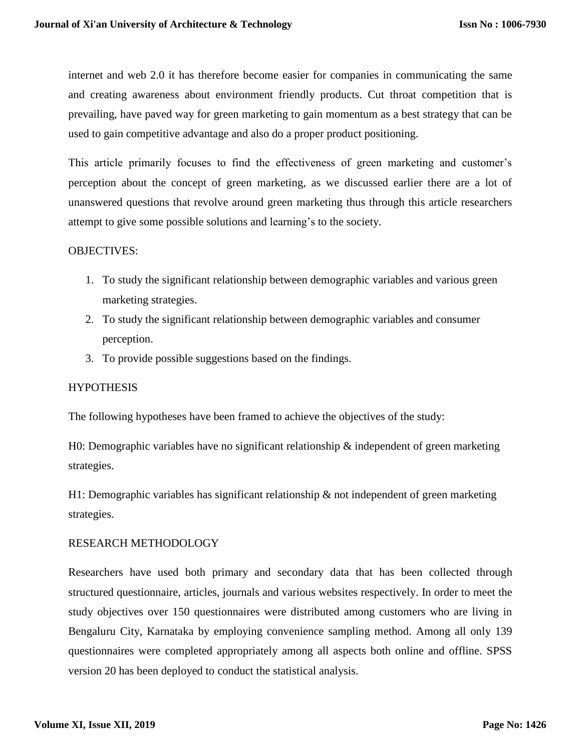internet and web 2.0 it has therefore become easier for companies in communicating the same and creating awareness about environment friendly products. Cut throat competition that is prevailing, have paved way for green marketing to gain momentum as a best strategy that can be used to gain competitive advantage and also do a proper product positioning.

This article primarily focuses to find the effectiveness of green marketing and customer's perception about the concept of green marketing, as we discussed earlier there are a lot of unanswered questions that revolve around green marketing thus through this article researchers attempt to give some possible solutions and learning's to the society.

## OBJECTIVES:

1. To study the significant relationship between demographic variables and various green marketing strategies.
2. To study the significant relationship between demographic variables and consumer perception.
3. To provide possible suggestions based on the findings.

## HYPOTHESIS

The following hypotheses have been framed to achieve the objectives of the study:

H0: Demographic variables have no significant relationship & independent of green marketing strategies.

H1: Demographic variables has significant relationship & not independent of green marketing strategies.

## RESEARCH METHODOLOGY

Researchers have used both primary and secondary data that has been collected through structured questionnaire, articles, journals and various websites respectively. In order to meet the study objectives over 150 questionnaires were distributed among customers who are living in Bengaluru City, Karnataka by employing convenience sampling method. Among all only 139 questionnaires were completed appropriately among all aspects both online and offline. SPSS version 20 has been deployed to conduct the statistical analysis.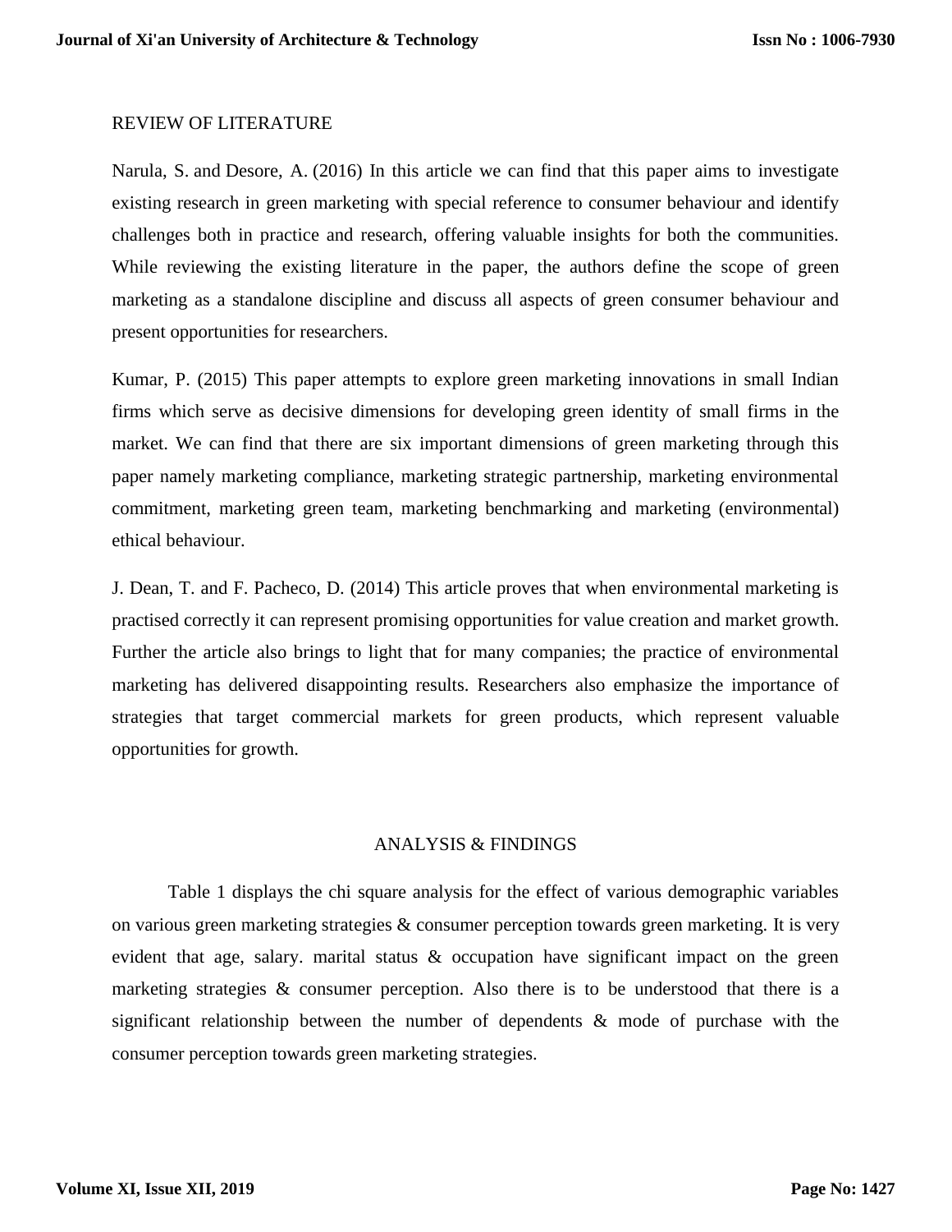## REVIEW OF LITERATURE

Narula, S. and Desore, A. (2016) In this article we can find that this paper aims to investigate existing research in green marketing with special reference to consumer behaviour and identify challenges both in practice and research, offering valuable insights for both the communities. While reviewing the existing literature in the paper, the authors define the scope of green marketing as a standalone discipline and discuss all aspects of green consumer behaviour and present opportunities for researchers.

Kumar, P. (2015) This paper attempts to explore green marketing innovations in small Indian firms which serve as decisive dimensions for developing green identity of small firms in the market. We can find that there are six important dimensions of green marketing through this paper namely marketing compliance, marketing strategic partnership, marketing environmental commitment, marketing green team, marketing benchmarking and marketing (environmental) ethical behaviour.

J. Dean, T. and F. Pacheco, D. (2014) This article proves that when environmental marketing is practised correctly it can represent promising opportunities for value creation and market growth. Further the article also brings to light that for many companies; the practice of environmental marketing has delivered disappointing results. Researchers also emphasize the importance of strategies that target commercial markets for green products, which represent valuable opportunities for growth.

## ANALYSIS & FINDINGS

Table 1 displays the chi square analysis for the effect of various demographic variables on various green marketing strategies & consumer perception towards green marketing. It is very evident that age, salary. marital status & occupation have significant impact on the green marketing strategies & consumer perception. Also there is to be understood that there is a significant relationship between the number of dependents & mode of purchase with the consumer perception towards green marketing strategies.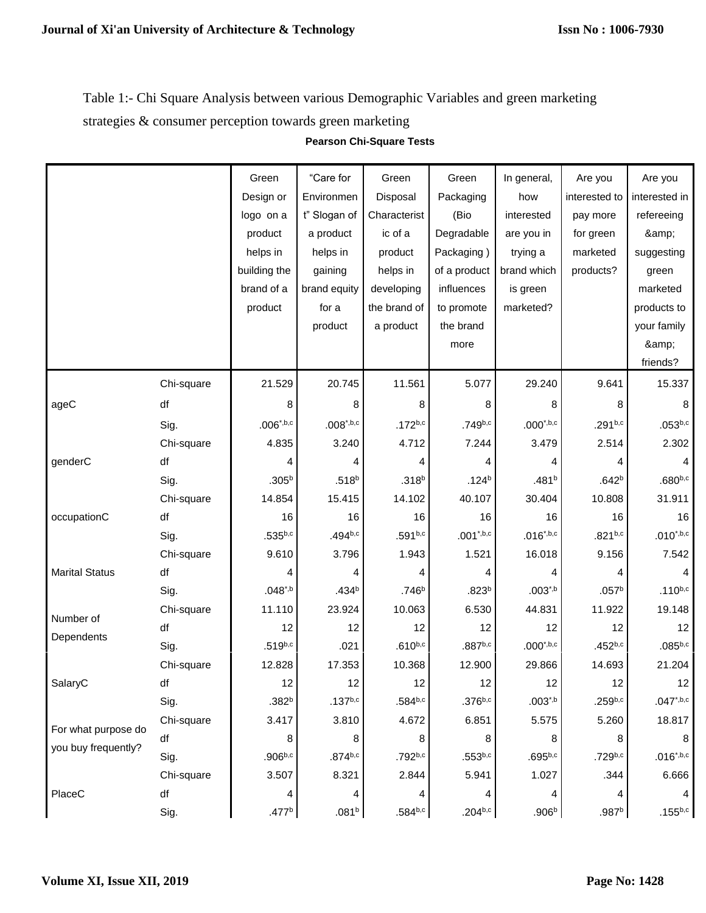Table 1:- Chi Square Analysis between various Demographic Variables and green marketing strategies & consumer perception towards green marketing

**Pearson Chi-Square Tests**

| | | Green Design or logo on a product helps in building the brand of a product | "Care for Environment" Slogan of a product helps in gaining brand equity for a product | Green Disposal Characteristic of a product helps in developing the brand of a product | Green Packaging (Bio Degradable Packaging ) of a product influences to promote the brand more | In general, how interested are you in trying a brand which is green marketed? | Are you interested to pay more for green marketed products? | Are you interested in refereeing &amp; suggesting green marketed products to your family &amp; friends? |
|---|---|---|---|---|---|---|---|---|
| ageC | Chi-square | 21.529 | 20.745 | 11.561 | 5.077 | 29.240 | 9.641 | 15.337 |
| | df | 8 | 8 | 8 | 8 | 8 | 8 | 8 |
| | Sig. | .006*,b,c | .008*,b,c | .172b,c | .749b,c | .000*,b,c | .291b,c | .053b,c |
| genderC | Chi-square | 4.835 | 3.240 | 4.712 | 7.244 | 3.479 | 2.514 | 2.302 |
| | df | 4 | 4 | 4 | 4 | 4 | 4 | 4 |
| | Sig. | .305b | .518b | .318b | .124b | .481b | .642b | .680b,c |
| occupationC | Chi-square | 14.854 | 15.415 | 14.102 | 40.107 | 30.404 | 10.808 | 31.911 |
| | df | 16 | 16 | 16 | 16 | 16 | 16 | 16 |
| | Sig. | .535b,c | .494b,c | .591b,c | .001*,b,c | .016*,b,c | .821b,c | .010*,b,c |
| Marital Status | Chi-square | 9.610 | 3.796 | 1.943 | 1.521 | 16.018 | 9.156 | 7.542 |
| | df | 4 | 4 | 4 | 4 | 4 | 4 | 4 |
| | Sig. | .048*,b | .434b | .746b | .823b | .003*,b | .057b | .110b,c |
| Number of Dependents | Chi-square | 11.110 | 23.924 | 10.063 | 6.530 | 44.831 | 11.922 | 19.148 |
| | df | 12 | 12 | 12 | 12 | 12 | 12 | 12 |
| | Sig. | .519b,c | .021 | .610b,c | .887b,c | .000*,b,c | .452b,c | .085b,c |
| SalaryC | Chi-square | 12.828 | 17.353 | 10.368 | 12.900 | 29.866 | 14.693 | 21.204 |
| | df | 12 | 12 | 12 | 12 | 12 | 12 | 12 |
| | Sig. | .382b | .137b,c | .584b,c | .376b,c | .003*,b | .259b,c | .047*,b,c |
| For what purpose do you buy frequently? | Chi-square | 3.417 | 3.810 | 4.672 | 6.851 | 5.575 | 5.260 | 18.817 |
| | df | 8 | 8 | 8 | 8 | 8 | 8 | 8 |
| | Sig. | .906b,c | .874b,c | .792b,c | .553b,c | .695b,c | .729b,c | .016*,b,c |
| PlaceC | Chi-square | 3.507 | 8.321 | 2.844 | 5.941 | 1.027 | .344 | 6.666 |
| | df | 4 | 4 | 4 | 4 | 4 | 4 | 4 |
| | Sig. | .477b | .081b | .584b,c | .204b,c | .906b | .987b | .155b,c |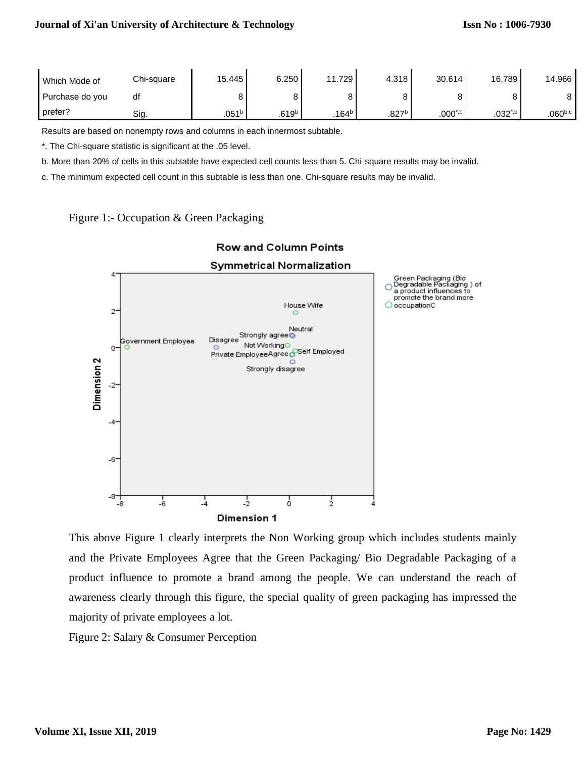| Which Mode of Purchase do you prefer? | Chi-square | 15.445 | 6.250 | 11.729 | 4.318 | 30.614 | 16.789 | 14.966 |
|---|---|---|---|---|---|---|---|---|
| | df | 8 | 8 | 8 | 8 | 8 | 8 | 8 |
| | Sig. | .051[b] | .619[b] | .164[b] | .827[b] | .000[*,b] | .032[*,b] | .060[b,c] |

Results are based on nonempty rows and columns in each innermost subtable.

*. The Chi-square statistic is significant at the .05 level.

b. More than 20% of cells in this subtable have expected cell counts less than 5. Chi-square results may be invalid.

c. The minimum expected cell count in this subtable is less than one. Chi-square results may be invalid.

Figure 1:- Occupation & Green Packaging

This above Figure 1 clearly interprets the Non Working group which includes students mainly and the Private Employees Agree that the Green Packaging/ Bio Degradable Packaging of a product influence to promote a brand among the people. We can understand the reach of awareness clearly through this figure, the special quality of green packaging has impressed the majority of private employees a lot.

Figure 2: Salary & Consumer Perception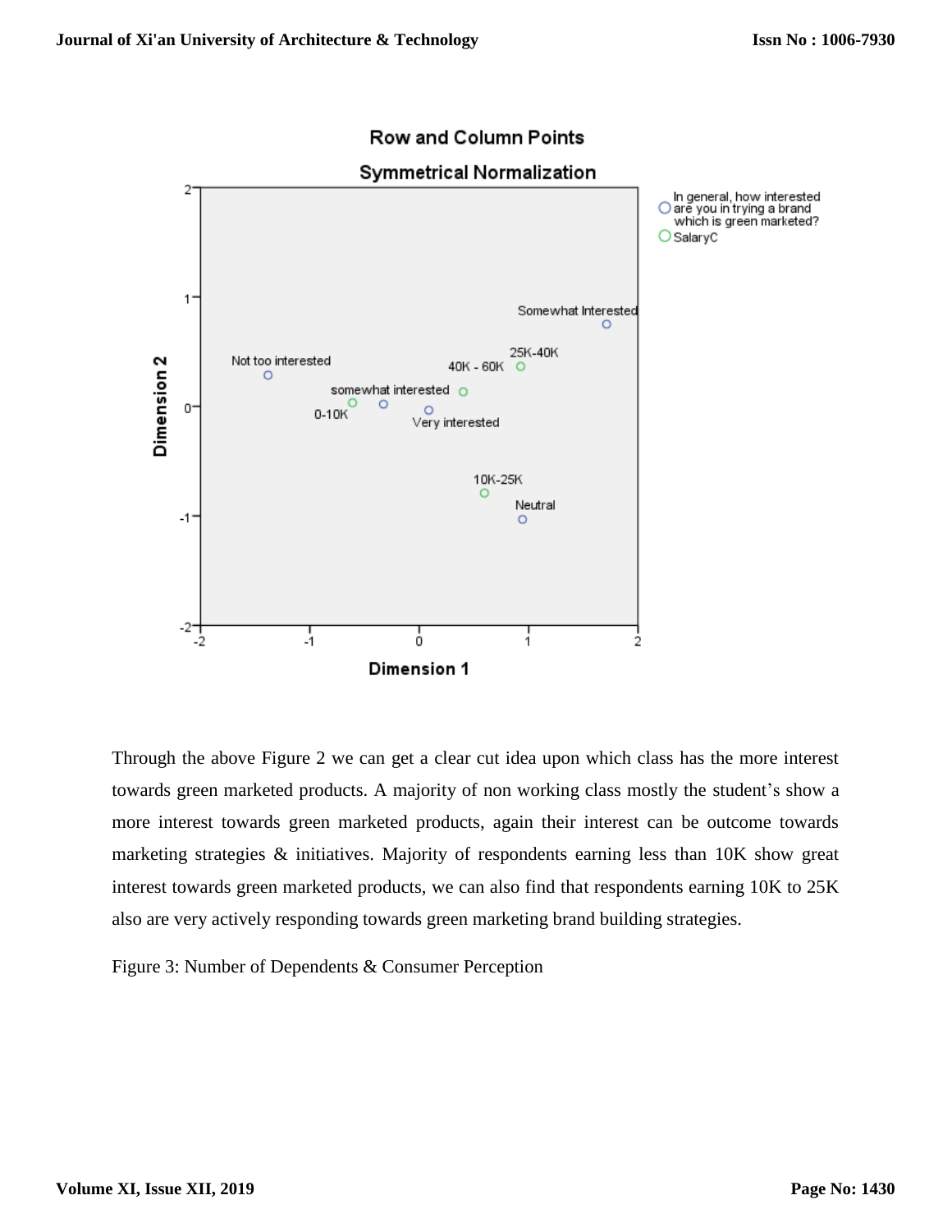Row and Column Points

Symmetrical Normalization

Through the above Figure 2 we can get a clear cut idea upon which class has the more interest towards green marketed products. A majority of non working class mostly the student's show a more interest towards green marketed products, again their interest can be outcome towards marketing strategies & initiatives. Majority of respondents earning less than 10K show great interest towards green marketed products, we can also find that respondents earning 10K to 25K also are very actively responding towards green marketing brand building strategies.

Figure 3: Number of Dependents & Consumer Perception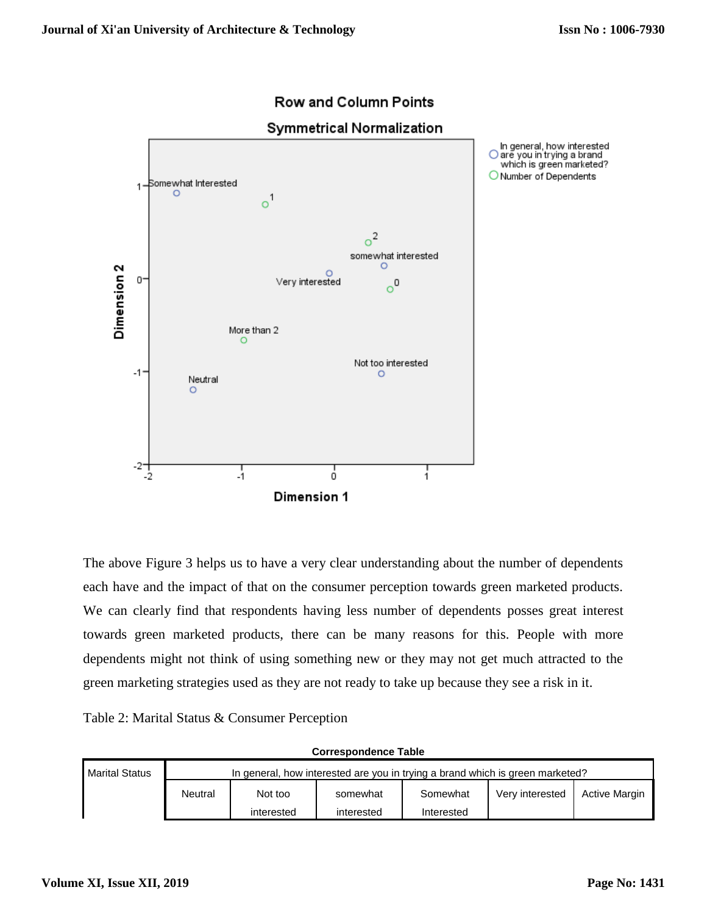The above Figure 3 helps us to have a very clear understanding about the number of dependents each have and the impact of that on the consumer perception towards green marketed products. We can clearly find that respondents having less number of dependents posses great interest towards green marketed products, there can be many reasons for this. People with more dependents might not think of using something new or they may not get much attracted to the green marketing strategies used as they are not ready to take up because they see a risk in it.

Table 2: Marital Status & Consumer Perception

**Correspondence Table**

| Marital Status | In general, how interested are you in trying a brand which is green marketed? | | | | | |
|---|---|---|---|---|---|---|
| | Neutral | Not too interested | somewhat interested | Somewhat Interested | Very interested | Active Margin |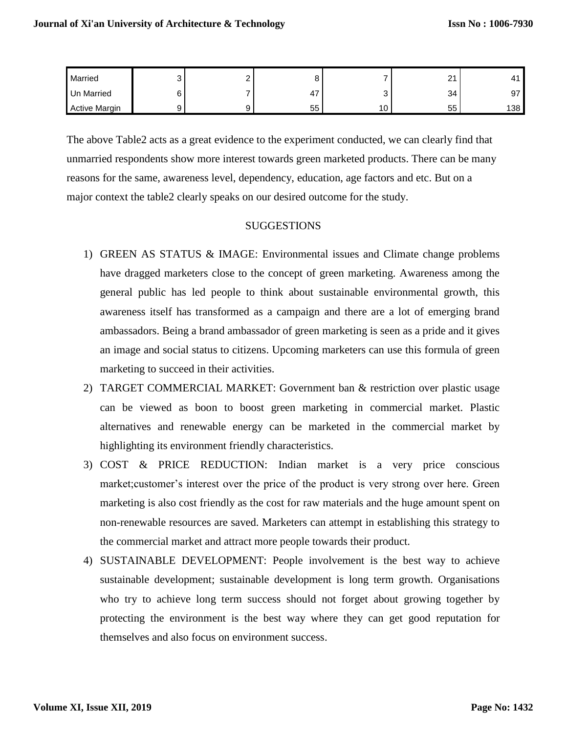| Married | 3 | 2 | 8 | 7 | 21 | 41 |
|---|---|---|---|---|---|---|
| Un Married | 6 | 7 | 47 | 3 | 34 | 97 |
| Active Margin | 9 | 9 | 55 | 10 | 55 | 138 |

The above Table2 acts as a great evidence to the experiment conducted, we can clearly find that unmarried respondents show more interest towards green marketed products. There can be many reasons for the same, awareness level, dependency, education, age factors and etc. But on a major context the table2 clearly speaks on our desired outcome for the study.

## SUGGESTIONS

1) GREEN AS STATUS & IMAGE: Environmental issues and Climate change problems have dragged marketers close to the concept of green marketing. Awareness among the general public has led people to think about sustainable environmental growth, this awareness itself has transformed as a campaign and there are a lot of emerging brand ambassadors. Being a brand ambassador of green marketing is seen as a pride and it gives an image and social status to citizens. Upcoming marketers can use this formula of green marketing to succeed in their activities.
2) TARGET COMMERCIAL MARKET: Government ban & restriction over plastic usage can be viewed as boon to boost green marketing in commercial market. Plastic alternatives and renewable energy can be marketed in the commercial market by highlighting its environment friendly characteristics.
3) COST & PRICE REDUCTION: Indian market is a very price conscious market;customer's interest over the price of the product is very strong over here. Green marketing is also cost friendly as the cost for raw materials and the huge amount spent on non-renewable resources are saved. Marketers can attempt in establishing this strategy to the commercial market and attract more people towards their product.
4) SUSTAINABLE DEVELOPMENT: People involvement is the best way to achieve sustainable development; sustainable development is long term growth. Organisations who try to achieve long term success should not forget about growing together by protecting the environment is the best way where they can get good reputation for themselves and also focus on environment success.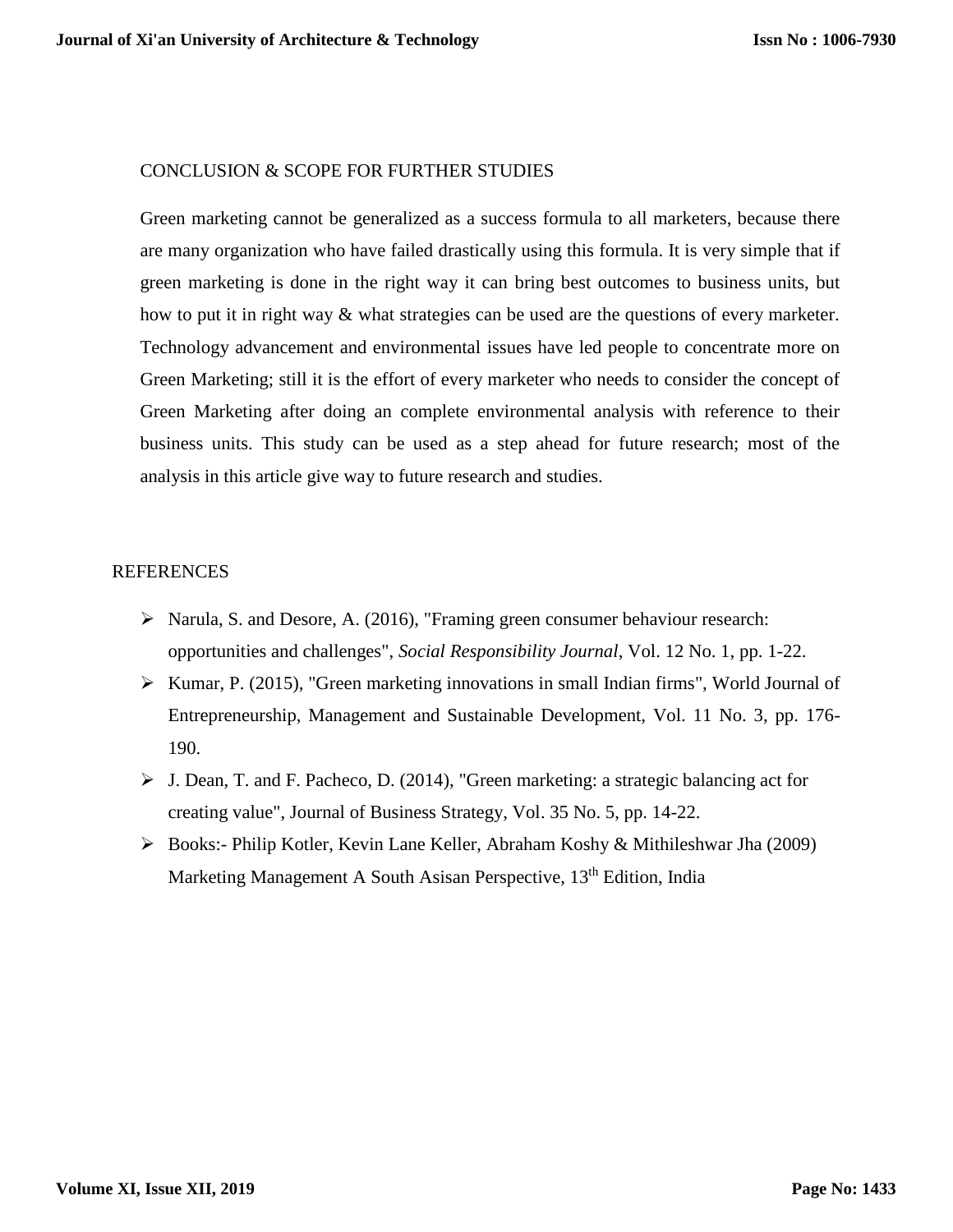## CONCLUSION & SCOPE FOR FURTHER STUDIES

Green marketing cannot be generalized as a success formula to all marketers, because there are many organization who have failed drastically using this formula. It is very simple that if green marketing is done in the right way it can bring best outcomes to business units, but how to put it in right way & what strategies can be used are the questions of every marketer. Technology advancement and environmental issues have led people to concentrate more on Green Marketing; still it is the effort of every marketer who needs to consider the concept of Green Marketing after doing an complete environmental analysis with reference to their business units. This study can be used as a step ahead for future research; most of the analysis in this article give way to future research and studies.

## REFERENCES

- Narula, S. and Desore, A. (2016), "Framing green consumer behaviour research: opportunities and challenges", *Social Responsibility Journal*, Vol. 12 No. 1, pp. 1-22.
- Kumar, P. (2015), "Green marketing innovations in small Indian firms", World Journal of Entrepreneurship, Management and Sustainable Development, Vol. 11 No. 3, pp. 176-190.
- J. Dean, T. and F. Pacheco, D. (2014), "Green marketing: a strategic balancing act for creating value", Journal of Business Strategy, Vol. 35 No. 5, pp. 14-22.
- Books:- Philip Kotler, Kevin Lane Keller, Abraham Koshy & Mithileshwar Jha (2009) Marketing Management A South Asisan Perspective, 13th Edition, India